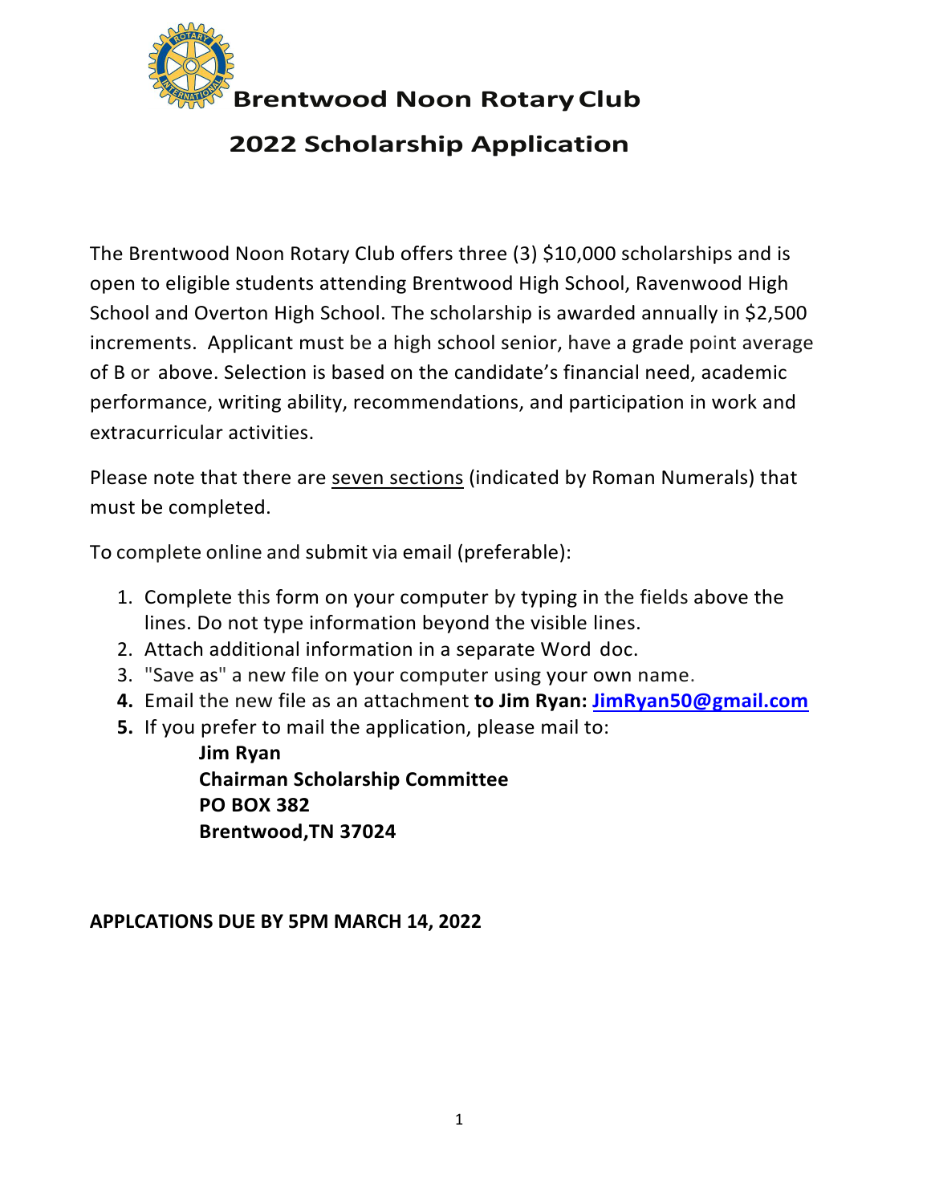# Brentwood Noon Rotary Club

## 2022 Scholarship Application

The Brentwood Noon Rotary Club offers three (3) $10,000 scholarships and is open to eligible students attending Brentwood High School, Ravenwood High School and Overton High School. The scholarship is awarded annually in $2,500 increments. Applicant must be a high school senior, have a grade point average of B or above. Selection is based on the candidate's financial need, academic performance, writing ability, recommendations, and participation in work and extracurricular activities.

Please note that there are seven sections (indicated by Roman Numerals) that must be completed.

To complete online and submit via email (preferable):

1. Complete this form on your computer by typing in the fields above the lines. Do not type information beyond the visible lines.
2. Attach additional information in a separate Word doc.
3. "Save as" a new file on your computer using your own name.
4. Email the new file as an attachment **to Jim Ryan: JimRyan50@gmail.com**
5. If you prefer to mail the application, please mail to:

   **Jim Ryan**
   **Chairman Scholarship Committee**
   **PO BOX 382**
   **Brentwood,TN 37024**

**APPLCATIONS DUE BY 5PM MARCH 14, 2022**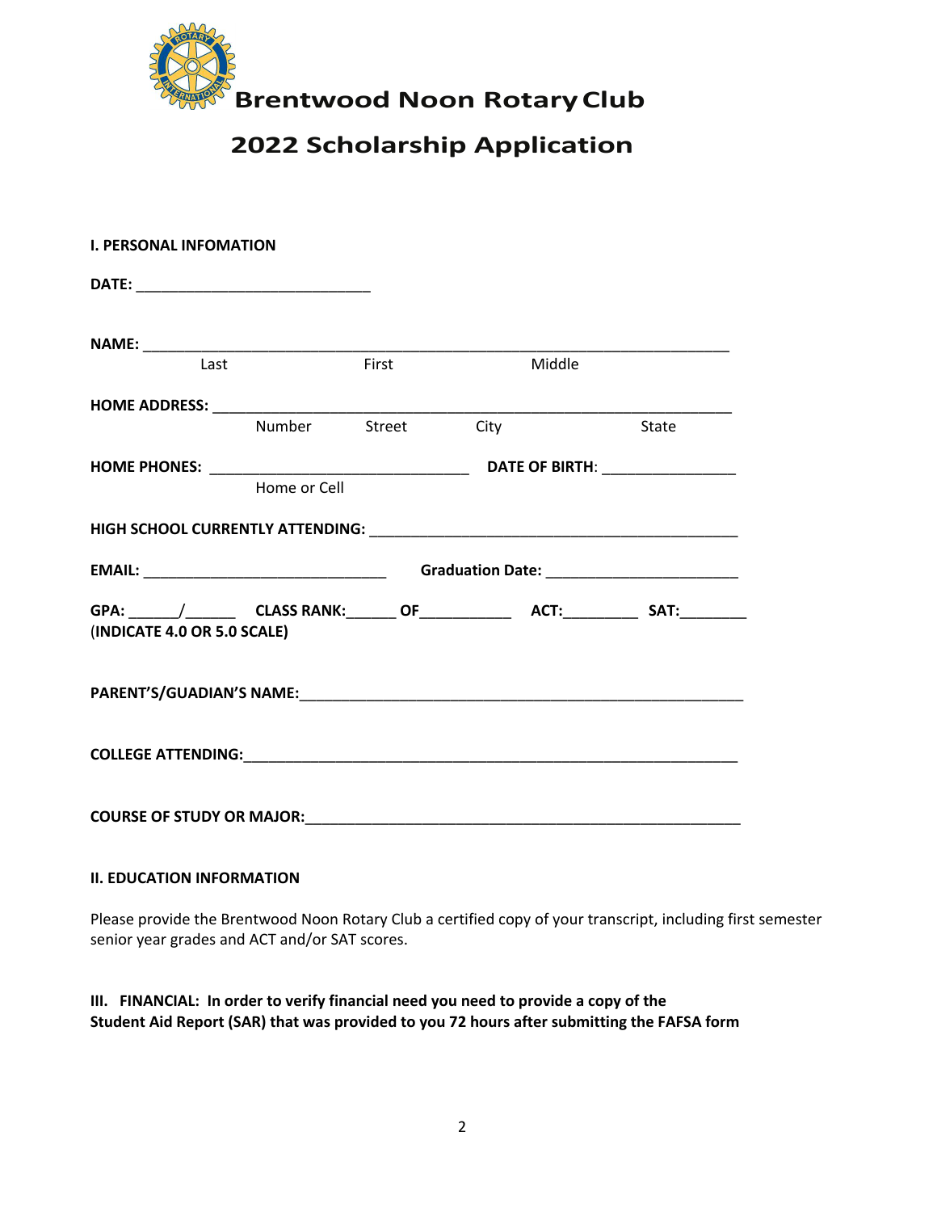# Brentwood Noon Rotary Club

## 2022 Scholarship Application

**I. PERSONAL INFOMATION**

**DATE:** ____________________________

**NAME:** ______________________________________________________________________

Last First Middle

**HOME ADDRESS:** ______________________________________________________________

Number Street City State

**HOME PHONES:** _______________________________ **DATE OF BIRTH**: ________________

Home or Cell

**HIGH SCHOOL CURRENTLY ATTENDING:** ____________________________________________

**EMAIL:** _____________________________ **Graduation Date:** _______________________

**GPA:** ______/______ **CLASS RANK:**______ **OF**___________ **ACT:**_________ **SAT:**________
**(INDICATE 4.0 OR 5.0 SCALE)**

**PARENT'S/GUADIAN'S NAME:**_____________________________________________________

**COLLEGE ATTENDING:**__________________________________________________________

**COURSE OF STUDY OR MAJOR:**___________________________________________________

**II. EDUCATION INFORMATION**

Please provide the Brentwood Noon Rotary Club a certified copy of your transcript, including first semester senior year grades and ACT and/or SAT scores.

**III. FINANCIAL: In order to verify financial need you need to provide a copy of the Student Aid Report (SAR) that was provided to you 72 hours after submitting the FAFSA form**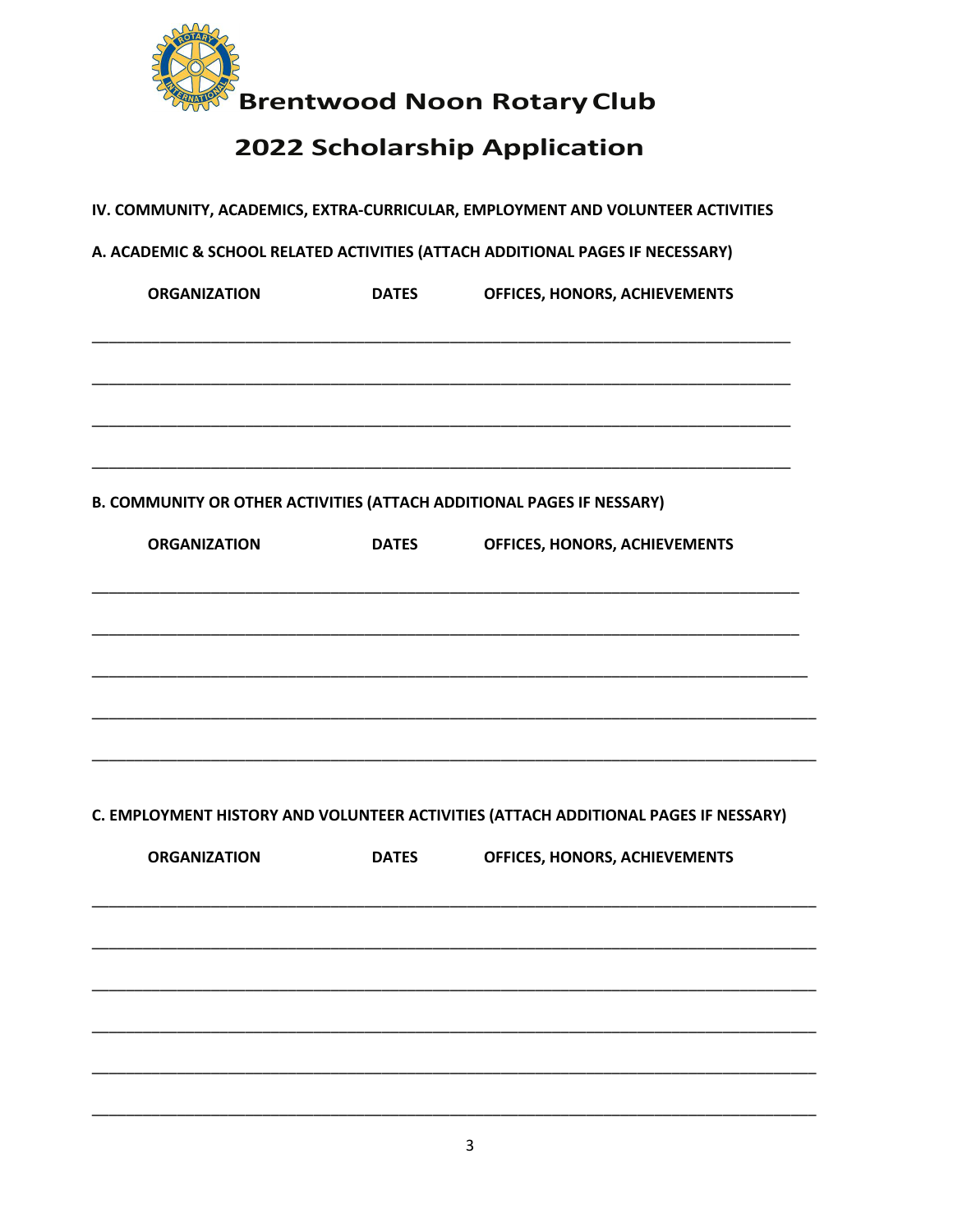# Brentwood Noon Rotary Club

## 2022 Scholarship Application

**IV. COMMUNITY, ACADEMICS, EXTRA-CURRICULAR, EMPLOYMENT AND VOLUNTEER ACTIVITIES**

**A. ACADEMIC & SCHOOL RELATED ACTIVITIES (ATTACH ADDITIONAL PAGES IF NECESSARY)**

| ORGANIZATION | DATES | OFFICES, HONORS, ACHIEVEMENTS |
|---|---|---|
| | | |
| | | |
| | | |
| | | |

**B. COMMUNITY OR OTHER ACTIVITIES (ATTACH ADDITIONAL PAGES IF NESSARY)**

| ORGANIZATION | DATES | OFFICES, HONORS, ACHIEVEMENTS |
|---|---|---|
| | | |
| | | |
| | | |
| | | |
| | | |

**C. EMPLOYMENT HISTORY AND VOLUNTEER ACTIVITIES (ATTACH ADDITIONAL PAGES IF NESSARY)**

| ORGANIZATION | DATES | OFFICES, HONORS, ACHIEVEMENTS |
|---|---|---|
| | | |
| | | |
| | | |
| | | |
| | | |
| | | |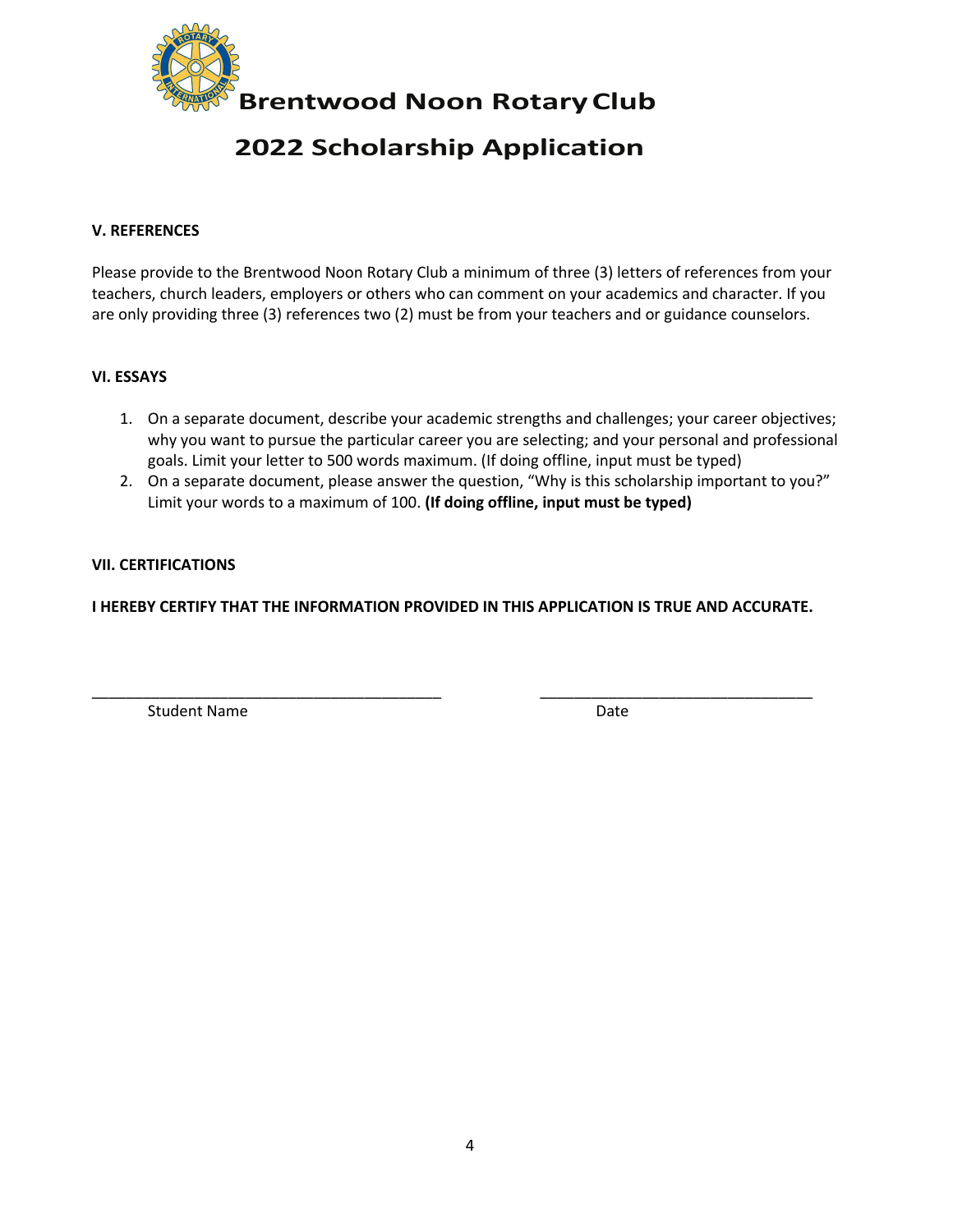# Brentwood Noon Rotary Club

## 2022 Scholarship Application

**V. REFERENCES**

Please provide to the Brentwood Noon Rotary Club a minimum of three (3) letters of references from your teachers, church leaders, employers or others who can comment on your academics and character. If you are only providing three (3) references two (2) must be from your teachers and or guidance counselors.

**VI. ESSAYS**

1. On a separate document, describe your academic strengths and challenges; your career objectives; why you want to pursue the particular career you are selecting; and your personal and professional goals. Limit your letter to 500 words maximum. (If doing offline, input must be typed)
2. On a separate document, please answer the question, "Why is this scholarship important to you?" Limit your words to a maximum of 100. **(If doing offline, input must be typed)**

**VII. CERTIFICATIONS**

**I HEREBY CERTIFY THAT THE INFORMATION PROVIDED IN THIS APPLICATION IS TRUE AND ACCURATE.**

\_\_\_\_\_\_\_\_\_\_\_\_\_\_\_\_\_\_\_\_\_\_\_\_\_\_\_\_\_\_\_\_\_\_\_\_\_\_\_\_ \_\_\_\_\_\_\_\_\_\_\_\_\_\_\_\_\_\_\_\_\_\_\_\_\_\_\_\_\_\_\_\_

Student Name Date